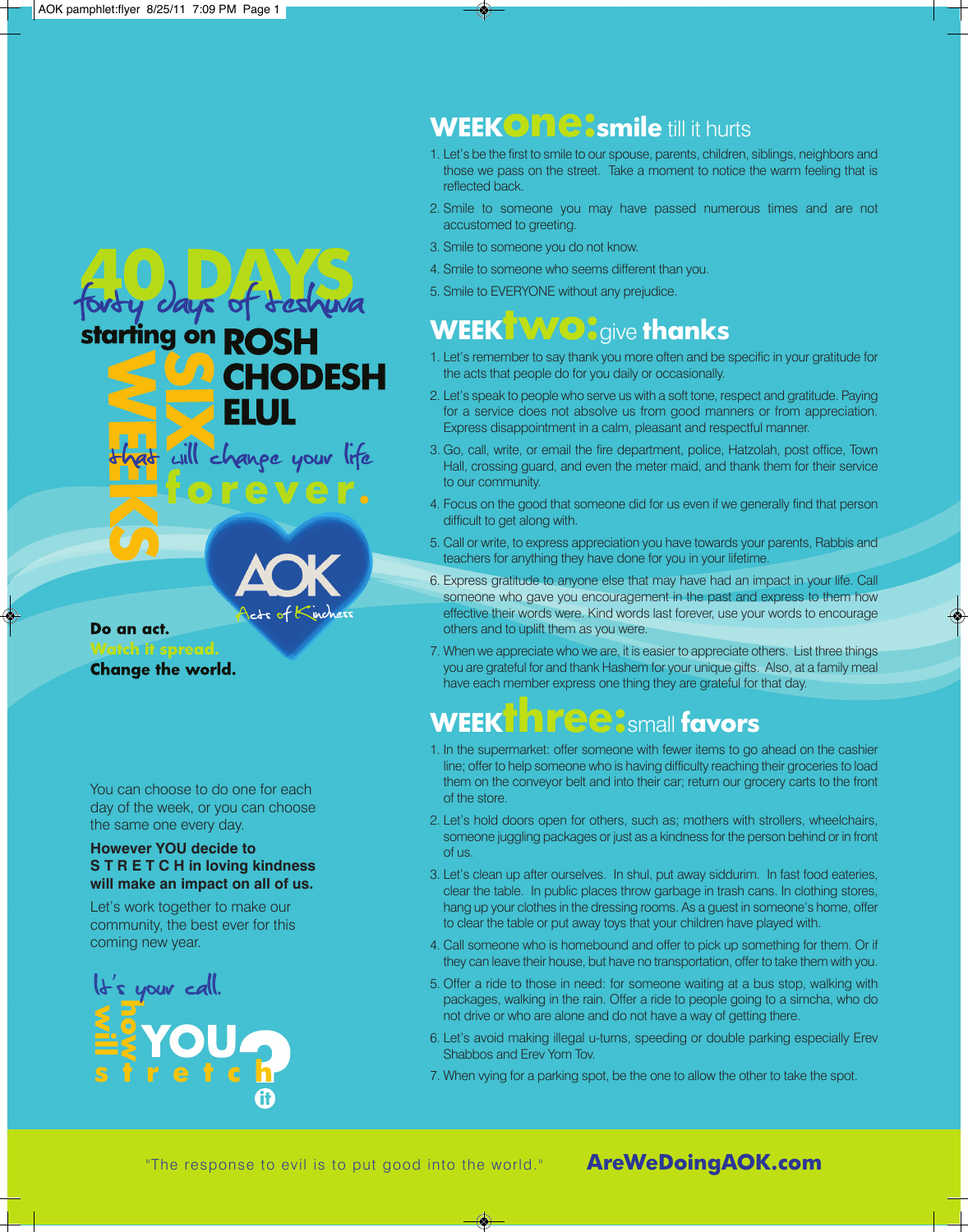# 40 DAYS

*forty days of teshuva*

**starting on ROSH CHODESH ELUL**

**SIX WEEKS** *that will change your life* **forever.**

AOK *Acts of Kindness*

**Do an act.**
**Watch it spread.**
**Change the world.**

You can choose to do one for each day of the week, or you can choose the same one every day.

**However YOU decide to S T R E T C H in loving kindness will make an impact on all of us.**

Let's work together to make our community, the best ever for this coming new year.

*It's your call.*

**How will YOU stretch it?**

## WEEK one: smile till it hurts

1. Let's be the first to smile to our spouse, parents, children, siblings, neighbors and those we pass on the street. Take a moment to notice the warm feeling that is reflected back.
2. Smile to someone you may have passed numerous times and are not accustomed to greeting.
3. Smile to someone you do not know.
4. Smile to someone who seems different than you.
5. Smile to EVERYONE without any prejudice.

## WEEK two: give thanks

1. Let's remember to say thank you more often and be specific in your gratitude for the acts that people do for you daily or occasionally.
2. Let's speak to people who serve us with a soft tone, respect and gratitude. Paying for a service does not absolve us from good manners or from appreciation. Express disappointment in a calm, pleasant and respectful manner.
3. Go, call, write, or email the fire department, police, Hatzolah, post office, Town Hall, crossing guard, and even the meter maid, and thank them for their service to our community.
4. Focus on the good that someone did for us even if we generally find that person difficult to get along with.
5. Call or write, to express appreciation you have towards your parents, Rabbis and teachers for anything they have done for you in your lifetime.
6. Express gratitude to anyone else that may have had an impact in your life. Call someone who gave you encouragement in the past and express to them how effective their words were. Kind words last forever, use your words to encourage others and to uplift them as you were.
7. When we appreciate who we are, it is easier to appreciate others. List three things you are grateful for and thank Hashem for your unique gifts. Also, at a family meal have each member express one thing they are grateful for that day.

## WEEK three: small favors

1. In the supermarket: offer someone with fewer items to go ahead on the cashier line; offer to help someone who is having difficulty reaching their groceries to load them on the conveyor belt and into their car; return our grocery carts to the front of the store.
2. Let's hold doors open for others, such as; mothers with strollers, wheelchairs, someone juggling packages or just as a kindness for the person behind or in front of us.
3. Let's clean up after ourselves. In shul, put away siddurim. In fast food eateries, clear the table. In public places throw garbage in trash cans. In clothing stores, hang up your clothes in the dressing rooms. As a guest in someone's home, offer to clear the table or put away toys that your children have played with.
4. Call someone who is homebound and offer to pick up something for them. Or if they can leave their house, but have no transportation, offer to take them with you.
5. Offer a ride to those in need: for someone waiting at a bus stop, walking with packages, walking in the rain. Offer a ride to people going to a simcha, who do not drive or who are alone and do not have a way of getting there.
6. Let's avoid making illegal u-turns, speeding or double parking especially Erev Shabbos and Erev Yom Tov.
7. When vying for a parking spot, be the one to allow the other to take the spot.

"The response to evil is to put good into the world."

**AreWeDoingAOK.com**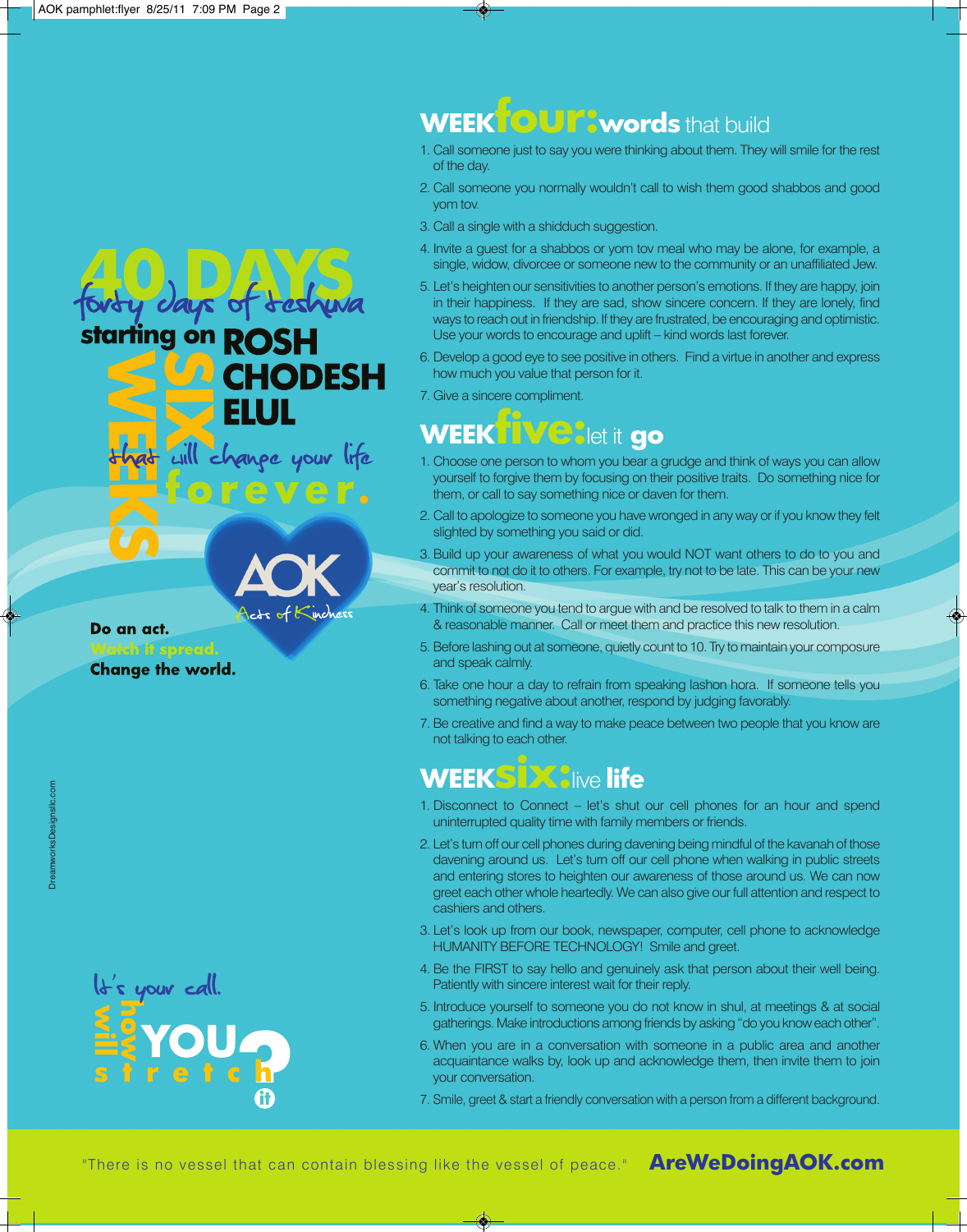# 40 DAYS

forty days of teshuva

starting on ROSH CHODESH ELUL

SIX WEEKS that will change your life forever.

AOK Acts of Kindness

**Do an act.**
**Watch it spread.**
**Change the world.**

It's your call.

how will YOU stretch it?

## WEEK four: words that build

1. Call someone just to say you were thinking about them. They will smile for the rest of the day.
2. Call someone you normally wouldn't call to wish them good shabbos and good yom tov.
3. Call a single with a shidduch suggestion.
4. Invite a guest for a shabbos or yom tov meal who may be alone, for example, a single, widow, divorcee or someone new to the community or an unaffiliated Jew.
5. Let's heighten our sensitivities to another person's emotions. If they are happy, join in their happiness. If they are sad, show sincere concern. If they are lonely, find ways to reach out in friendship. If they are frustrated, be encouraging and optimistic. Use your words to encourage and uplift – kind words last forever.
6. Develop a good eye to see positive in others. Find a virtue in another and express how much you value that person for it.
7. Give a sincere compliment.

## WEEK five: let it go

1. Choose one person to whom you bear a grudge and think of ways you can allow yourself to forgive them by focusing on their positive traits. Do something nice for them, or call to say something nice or daven for them.
2. Call to apologize to someone you have wronged in any way or if you know they felt slighted by something you said or did.
3. Build up your awareness of what you would NOT want others to do to you and commit to not do it to others. For example, try not to be late. This can be your new year's resolution.
4. Think of someone you tend to argue with and be resolved to talk to them in a calm & reasonable manner. Call or meet them and practice this new resolution.
5. Before lashing out at someone, quietly count to 10. Try to maintain your composure and speak calmly.
6. Take one hour a day to refrain from speaking lashon hora. If someone tells you something negative about another, respond by judging favorably.
7. Be creative and find a way to make peace between two people that you know are not talking to each other.

## WEEK six: live life

1. Disconnect to Connect – let's shut our cell phones for an hour and spend uninterrupted quality time with family members or friends.
2. Let's turn off our cell phones during davening being mindful of the kavanah of those davening around us. Let's turn off our cell phone when walking in public streets and entering stores to heighten our awareness of those around us. We can now greet each other whole heartedly. We can also give our full attention and respect to cashiers and others.
3. Let's look up from our book, newspaper, computer, cell phone to acknowledge HUMANITY BEFORE TECHNOLOGY! Smile and greet.
4. Be the FIRST to say hello and genuinely ask that person about their well being. Patiently with sincere interest wait for their reply.
5. Introduce yourself to someone you do not know in shul, at meetings & at social gatherings. Make introductions among friends by asking "do you know each other".
6. When you are in a conversation with someone in a public area and another acquaintance walks by, look up and acknowledge them, then invite them to join your conversation.
7. Smile, greet & start a friendly conversation with a person from a different background.

"There is no vessel that can contain blessing like the vessel of peace." **AreWeDoingAOK.com**

DreamworksDesignslc.com